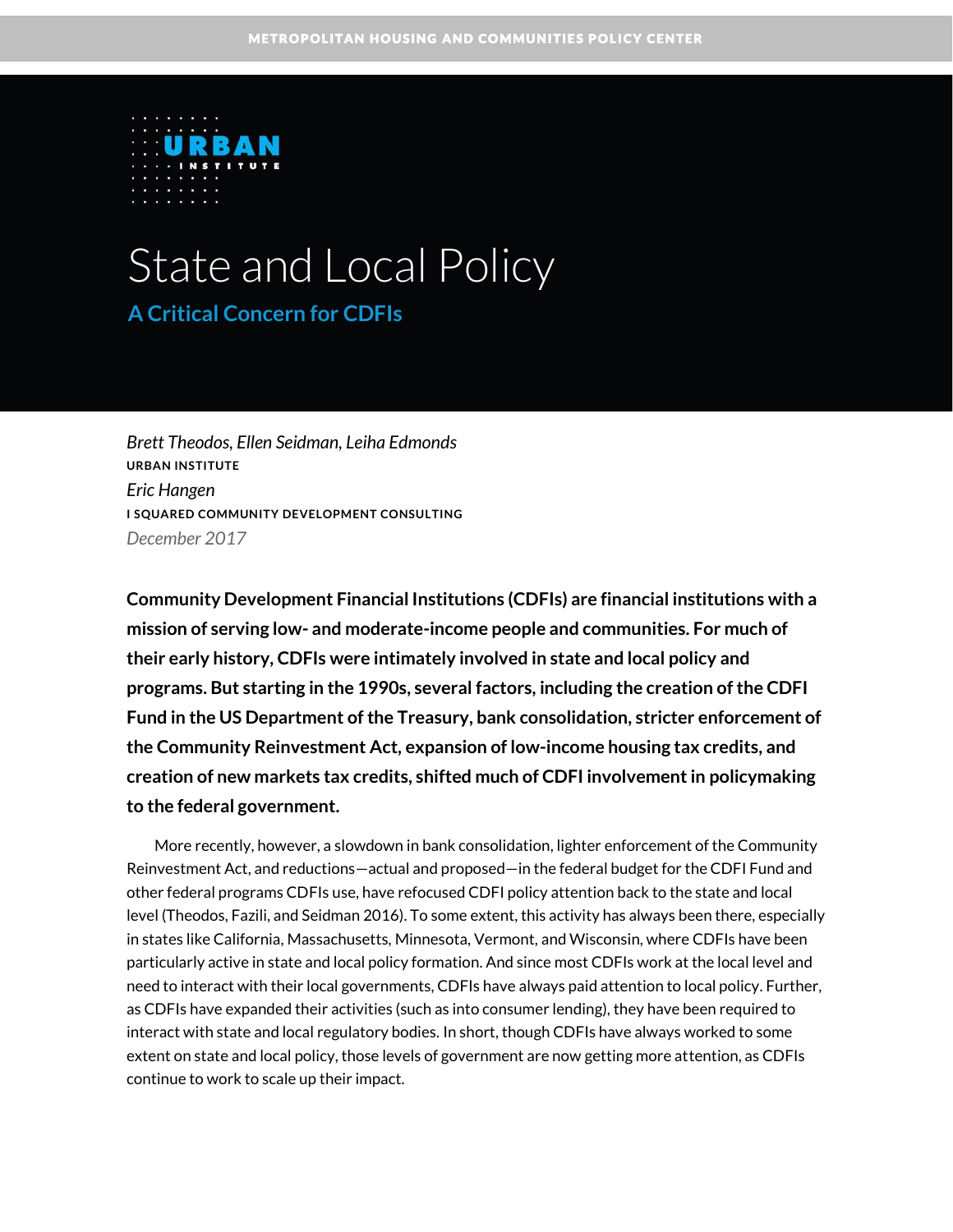METROPOLITAN HOUSING AND COMMUNITIES POLICY CENTER

URBAN INSTITUTE

# State and Local Policy

## A Critical Concern for CDFIs

*Brett Theodos, Ellen Seidman, Leiha Edmonds*
URBAN INSTITUTE
*Eric Hangen*
I SQUARED COMMUNITY DEVELOPMENT CONSULTING
*December 2017*

**Community Development Financial Institutions (CDFIs) are financial institutions with a mission of serving low- and moderate-income people and communities. For much of their early history, CDFIs were intimately involved in state and local policy and programs. But starting in the 1990s, several factors, including the creation of the CDFI Fund in the US Department of the Treasury, bank consolidation, stricter enforcement of the Community Reinvestment Act, expansion of low-income housing tax credits, and creation of new markets tax credits, shifted much of CDFI involvement in policymaking to the federal government.**

More recently, however, a slowdown in bank consolidation, lighter enforcement of the Community Reinvestment Act, and reductions—actual and proposed—in the federal budget for the CDFI Fund and other federal programs CDFIs use, have refocused CDFI policy attention back to the state and local level (Theodos, Fazili, and Seidman 2016). To some extent, this activity has always been there, especially in states like California, Massachusetts, Minnesota, Vermont, and Wisconsin, where CDFIs have been particularly active in state and local policy formation. And since most CDFIs work at the local level and need to interact with their local governments, CDFIs have always paid attention to local policy. Further, as CDFIs have expanded their activities (such as into consumer lending), they have been required to interact with state and local regulatory bodies. In short, though CDFIs have always worked to some extent on state and local policy, those levels of government are now getting more attention, as CDFIs continue to work to scale up their impact.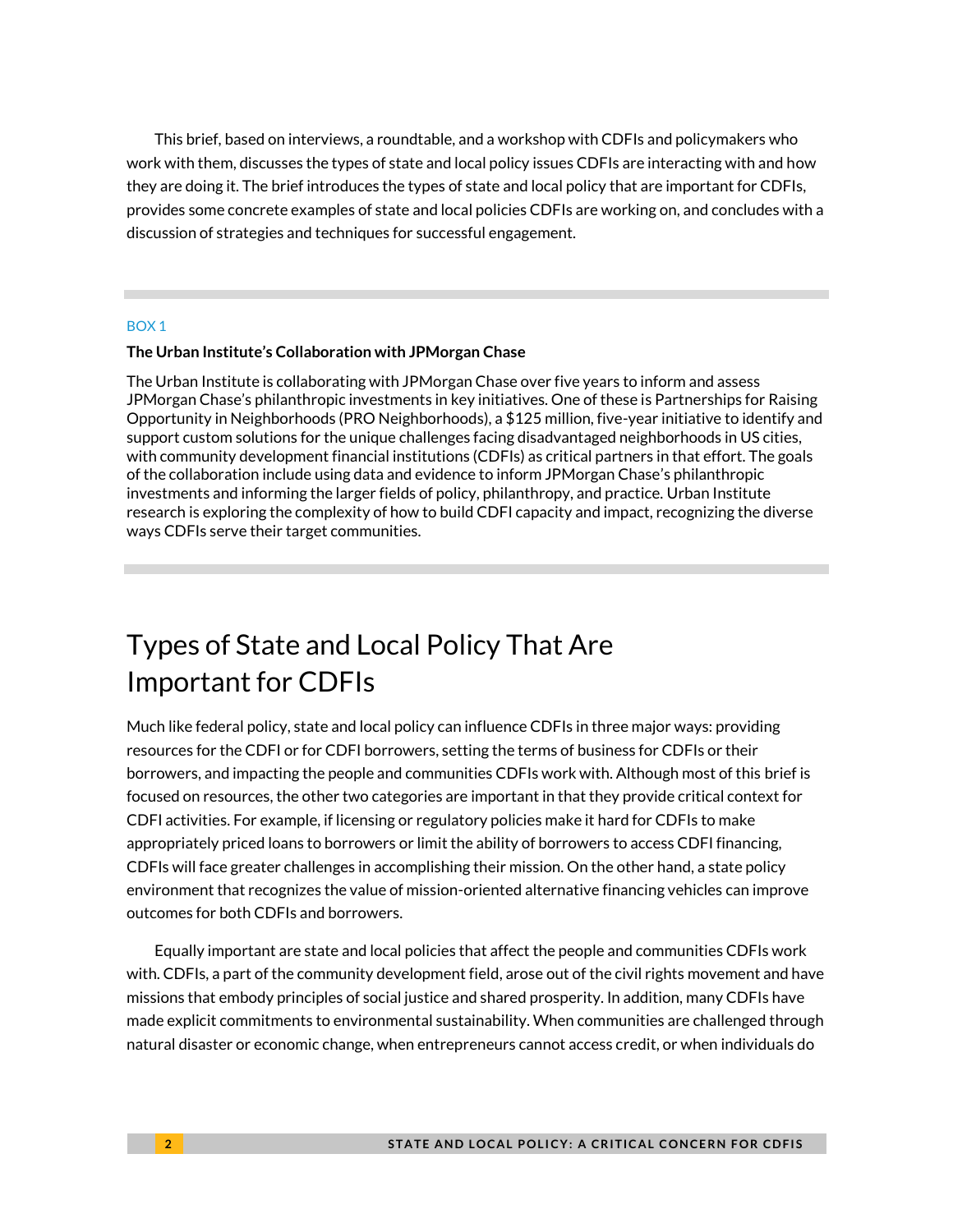This brief, based on interviews, a roundtable, and a workshop with CDFIs and policymakers who work with them, discusses the types of state and local policy issues CDFIs are interacting with and how they are doing it. The brief introduces the types of state and local policy that are important for CDFIs, provides some concrete examples of state and local policies CDFIs are working on, and concludes with a discussion of strategies and techniques for successful engagement.

---

BOX 1

**The Urban Institute's Collaboration with JPMorgan Chase**

The Urban Institute is collaborating with JPMorgan Chase over five years to inform and assess JPMorgan Chase's philanthropic investments in key initiatives. One of these is Partnerships for Raising Opportunity in Neighborhoods (PRO Neighborhoods), a $125 million, five-year initiative to identify and support custom solutions for the unique challenges facing disadvantaged neighborhoods in US cities, with community development financial institutions (CDFIs) as critical partners in that effort. The goals of the collaboration include using data and evidence to inform JPMorgan Chase's philanthropic investments and informing the larger fields of policy, philanthropy, and practice. Urban Institute research is exploring the complexity of how to build CDFI capacity and impact, recognizing the diverse ways CDFIs serve their target communities.

---

# Types of State and Local Policy That Are Important for CDFIs

Much like federal policy, state and local policy can influence CDFIs in three major ways: providing resources for the CDFI or for CDFI borrowers, setting the terms of business for CDFIs or their borrowers, and impacting the people and communities CDFIs work with. Although most of this brief is focused on resources, the other two categories are important in that they provide critical context for CDFI activities. For example, if licensing or regulatory policies make it hard for CDFIs to make appropriately priced loans to borrowers or limit the ability of borrowers to access CDFI financing, CDFIs will face greater challenges in accomplishing their mission. On the other hand, a state policy environment that recognizes the value of mission-oriented alternative financing vehicles can improve outcomes for both CDFIs and borrowers.

Equally important are state and local policies that affect the people and communities CDFIs work with. CDFIs, a part of the community development field, arose out of the civil rights movement and have missions that embody principles of social justice and shared prosperity. In addition, many CDFIs have made explicit commitments to environmental sustainability. When communities are challenged through natural disaster or economic change, when entrepreneurs cannot access credit, or when individuals do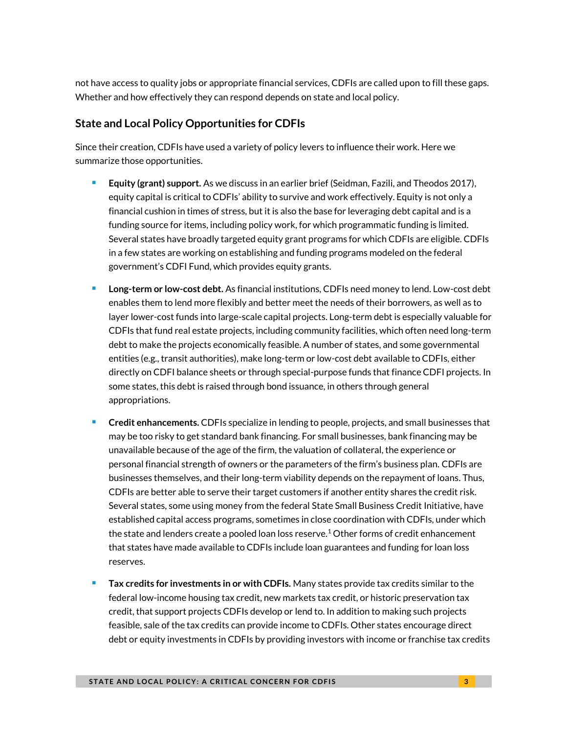not have access to quality jobs or appropriate financial services, CDFIs are called upon to fill these gaps. Whether and how effectively they can respond depends on state and local policy.

## State and Local Policy Opportunities for CDFIs

Since their creation, CDFIs have used a variety of policy levers to influence their work. Here we summarize those opportunities.

- **Equity (grant) support.** As we discuss in an earlier brief (Seidman, Fazili, and Theodos 2017), equity capital is critical to CDFIs' ability to survive and work effectively. Equity is not only a financial cushion in times of stress, but it is also the base for leveraging debt capital and is a funding source for items, including policy work, for which programmatic funding is limited. Several states have broadly targeted equity grant programs for which CDFIs are eligible. CDFIs in a few states are working on establishing and funding programs modeled on the federal government's CDFI Fund, which provides equity grants.
- **Long-term or low-cost debt.** As financial institutions, CDFIs need money to lend. Low-cost debt enables them to lend more flexibly and better meet the needs of their borrowers, as well as to layer lower-cost funds into large-scale capital projects. Long-term debt is especially valuable for CDFIs that fund real estate projects, including community facilities, which often need long-term debt to make the projects economically feasible. A number of states, and some governmental entities (e.g., transit authorities), make long-term or low-cost debt available to CDFIs, either directly on CDFI balance sheets or through special-purpose funds that finance CDFI projects. In some states, this debt is raised through bond issuance, in others through general appropriations.
- **Credit enhancements.** CDFIs specialize in lending to people, projects, and small businesses that may be too risky to get standard bank financing. For small businesses, bank financing may be unavailable because of the age of the firm, the valuation of collateral, the experience or personal financial strength of owners or the parameters of the firm's business plan. CDFIs are businesses themselves, and their long-term viability depends on the repayment of loans. Thus, CDFIs are better able to serve their target customers if another entity shares the credit risk. Several states, some using money from the federal State Small Business Credit Initiative, have established capital access programs, sometimes in close coordination with CDFIs, under which the state and lenders create a pooled loan loss reserve.[1] Other forms of credit enhancement that states have made available to CDFIs include loan guarantees and funding for loan loss reserves.
- **Tax credits for investments in or with CDFIs.** Many states provide tax credits similar to the federal low-income housing tax credit, new markets tax credit, or historic preservation tax credit, that support projects CDFIs develop or lend to. In addition to making such projects feasible, sale of the tax credits can provide income to CDFIs. Other states encourage direct debt or equity investments in CDFIs by providing investors with income or franchise tax credits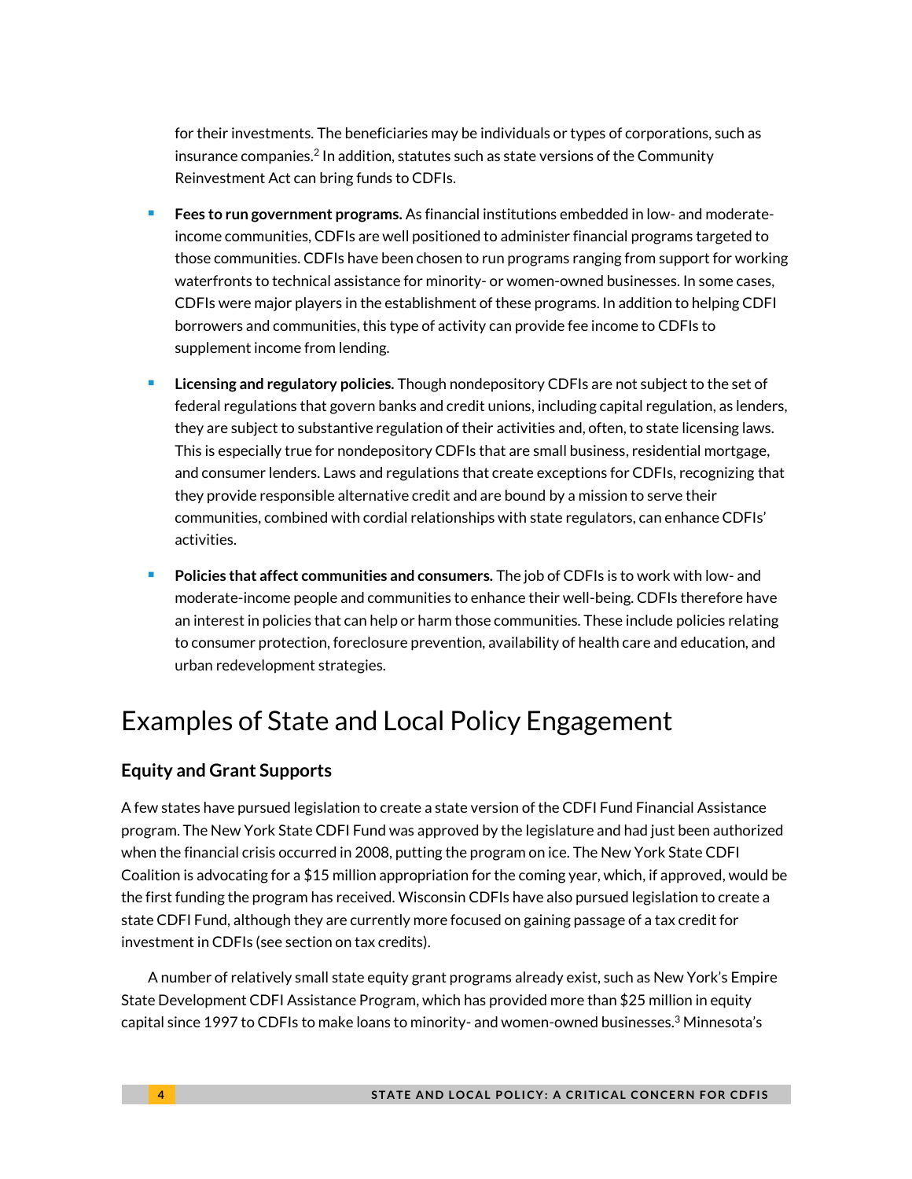for their investments. The beneficiaries may be individuals or types of corporations, such as insurance companies.[2] In addition, statutes such as state versions of the Community Reinvestment Act can bring funds to CDFIs.

- **Fees to run government programs.** As financial institutions embedded in low- and moderate-income communities, CDFIs are well positioned to administer financial programs targeted to those communities. CDFIs have been chosen to run programs ranging from support for working waterfronts to technical assistance for minority- or women-owned businesses. In some cases, CDFIs were major players in the establishment of these programs. In addition to helping CDFI borrowers and communities, this type of activity can provide fee income to CDFIs to supplement income from lending.
- **Licensing and regulatory policies.** Though nondepository CDFIs are not subject to the set of federal regulations that govern banks and credit unions, including capital regulation, as lenders, they are subject to substantive regulation of their activities and, often, to state licensing laws. This is especially true for nondepository CDFIs that are small business, residential mortgage, and consumer lenders. Laws and regulations that create exceptions for CDFIs, recognizing that they provide responsible alternative credit and are bound by a mission to serve their communities, combined with cordial relationships with state regulators, can enhance CDFIs' activities.
- **Policies that affect communities and consumers.** The job of CDFIs is to work with low- and moderate-income people and communities to enhance their well-being. CDFIs therefore have an interest in policies that can help or harm those communities. These include policies relating to consumer protection, foreclosure prevention, availability of health care and education, and urban redevelopment strategies.

# Examples of State and Local Policy Engagement

## Equity and Grant Supports

A few states have pursued legislation to create a state version of the CDFI Fund Financial Assistance program. The New York State CDFI Fund was approved by the legislature and had just been authorized when the financial crisis occurred in 2008, putting the program on ice. The New York State CDFI Coalition is advocating for a $15 million appropriation for the coming year, which, if approved, would be the first funding the program has received. Wisconsin CDFIs have also pursued legislation to create a state CDFI Fund, although they are currently more focused on gaining passage of a tax credit for investment in CDFIs (see section on tax credits).

A number of relatively small state equity grant programs already exist, such as New York's Empire State Development CDFI Assistance Program, which has provided more than $25 million in equity capital since 1997 to CDFIs to make loans to minority- and women-owned businesses.[3] Minnesota's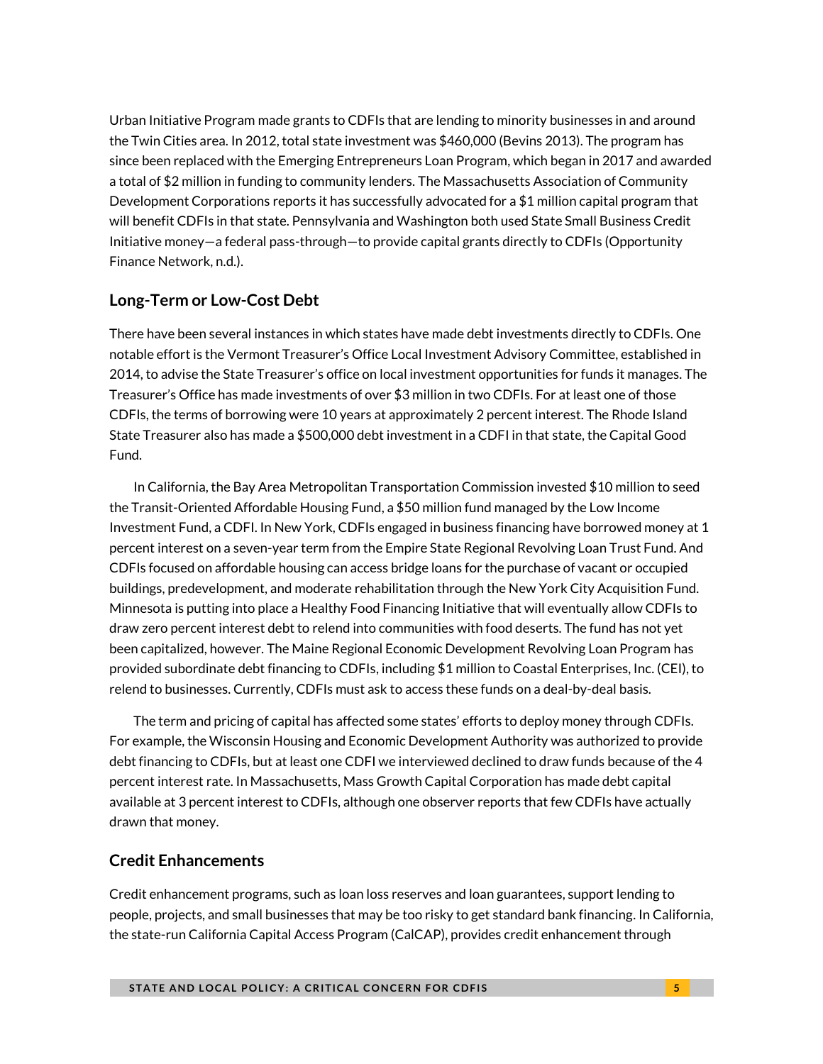Urban Initiative Program made grants to CDFIs that are lending to minority businesses in and around the Twin Cities area. In 2012, total state investment was $460,000 (Bevins 2013). The program has since been replaced with the Emerging Entrepreneurs Loan Program, which began in 2017 and awarded a total of $2 million in funding to community lenders. The Massachusetts Association of Community Development Corporations reports it has successfully advocated for a $1 million capital program that will benefit CDFIs in that state. Pennsylvania and Washington both used State Small Business Credit Initiative money—a federal pass-through—to provide capital grants directly to CDFIs (Opportunity Finance Network, n.d.).

## Long-Term or Low-Cost Debt

There have been several instances in which states have made debt investments directly to CDFIs. One notable effort is the Vermont Treasurer's Office Local Investment Advisory Committee, established in 2014, to advise the State Treasurer's office on local investment opportunities for funds it manages. The Treasurer's Office has made investments of over $3 million in two CDFIs. For at least one of those CDFIs, the terms of borrowing were 10 years at approximately 2 percent interest. The Rhode Island State Treasurer also has made a $500,000 debt investment in a CDFI in that state, the Capital Good Fund.

In California, the Bay Area Metropolitan Transportation Commission invested $10 million to seed the Transit-Oriented Affordable Housing Fund, a $50 million fund managed by the Low Income Investment Fund, a CDFI. In New York, CDFIs engaged in business financing have borrowed money at 1 percent interest on a seven-year term from the Empire State Regional Revolving Loan Trust Fund. And CDFIs focused on affordable housing can access bridge loans for the purchase of vacant or occupied buildings, predevelopment, and moderate rehabilitation through the New York City Acquisition Fund. Minnesota is putting into place a Healthy Food Financing Initiative that will eventually allow CDFIs to draw zero percent interest debt to relend into communities with food deserts. The fund has not yet been capitalized, however. The Maine Regional Economic Development Revolving Loan Program has provided subordinate debt financing to CDFIs, including $1 million to Coastal Enterprises, Inc. (CEI), to relend to businesses. Currently, CDFIs must ask to access these funds on a deal-by-deal basis.

The term and pricing of capital has affected some states' efforts to deploy money through CDFIs. For example, the Wisconsin Housing and Economic Development Authority was authorized to provide debt financing to CDFIs, but at least one CDFI we interviewed declined to draw funds because of the 4 percent interest rate. In Massachusetts, Mass Growth Capital Corporation has made debt capital available at 3 percent interest to CDFIs, although one observer reports that few CDFIs have actually drawn that money.

## Credit Enhancements

Credit enhancement programs, such as loan loss reserves and loan guarantees, support lending to people, projects, and small businesses that may be too risky to get standard bank financing. In California, the state-run California Capital Access Program (CalCAP), provides credit enhancement through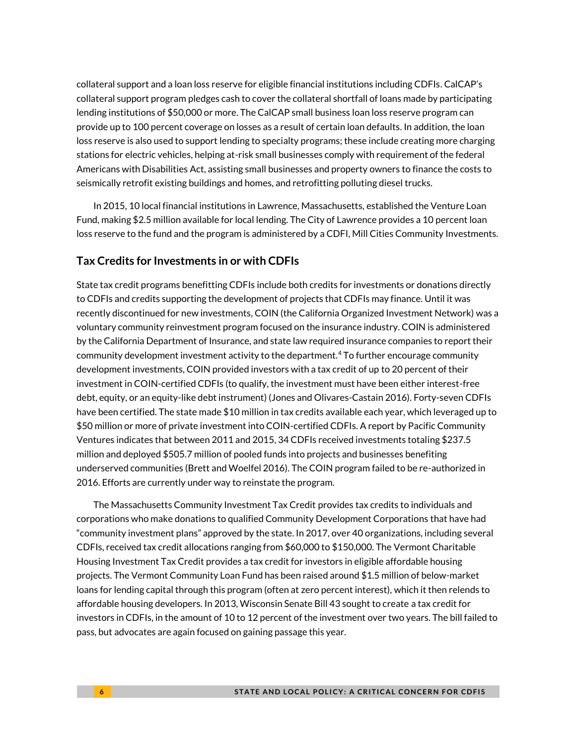collateral support and a loan loss reserve for eligible financial institutions including CDFIs. CalCAP's collateral support program pledges cash to cover the collateral shortfall of loans made by participating lending institutions of $50,000 or more. The CalCAP small business loan loss reserve program can provide up to 100 percent coverage on losses as a result of certain loan defaults. In addition, the loan loss reserve is also used to support lending to specialty programs; these include creating more charging stations for electric vehicles, helping at-risk small businesses comply with requirement of the federal Americans with Disabilities Act, assisting small businesses and property owners to finance the costs to seismically retrofit existing buildings and homes, and retrofitting polluting diesel trucks.

In 2015, 10 local financial institutions in Lawrence, Massachusetts, established the Venture Loan Fund, making $2.5 million available for local lending. The City of Lawrence provides a 10 percent loan loss reserve to the fund and the program is administered by a CDFI, Mill Cities Community Investments.

## Tax Credits for Investments in or with CDFIs

State tax credit programs benefitting CDFIs include both credits for investments or donations directly to CDFIs and credits supporting the development of projects that CDFIs may finance. Until it was recently discontinued for new investments, COIN (the California Organized Investment Network) was a voluntary community reinvestment program focused on the insurance industry. COIN is administered by the California Department of Insurance, and state law required insurance companies to report their community development investment activity to the department.[4] To further encourage community development investments, COIN provided investors with a tax credit of up to 20 percent of their investment in COIN-certified CDFIs (to qualify, the investment must have been either interest-free debt, equity, or an equity-like debt instrument) (Jones and Olivares-Castain 2016). Forty-seven CDFIs have been certified. The state made $10 million in tax credits available each year, which leveraged up to $50 million or more of private investment into COIN-certified CDFIs. A report by Pacific Community Ventures indicates that between 2011 and 2015, 34 CDFIs received investments totaling $237.5 million and deployed $505.7 million of pooled funds into projects and businesses benefiting underserved communities (Brett and Woelfel 2016). The COIN program failed to be re-authorized in 2016. Efforts are currently under way to reinstate the program.

The Massachusetts Community Investment Tax Credit provides tax credits to individuals and corporations who make donations to qualified Community Development Corporations that have had "community investment plans" approved by the state. In 2017, over 40 organizations, including several CDFIs, received tax credit allocations ranging from $60,000 to $150,000. The Vermont Charitable Housing Investment Tax Credit provides a tax credit for investors in eligible affordable housing projects. The Vermont Community Loan Fund has been raised around $1.5 million of below-market loans for lending capital through this program (often at zero percent interest), which it then relends to affordable housing developers. In 2013, Wisconsin Senate Bill 43 sought to create a tax credit for investors in CDFIs, in the amount of 10 to 12 percent of the investment over two years. The bill failed to pass, but advocates are again focused on gaining passage this year.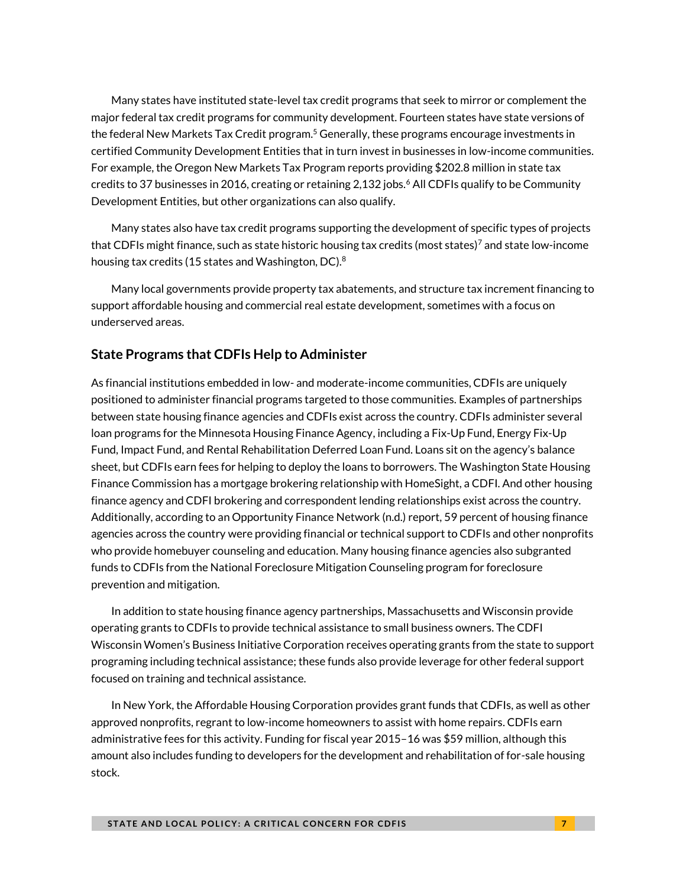Many states have instituted state-level tax credit programs that seek to mirror or complement the major federal tax credit programs for community development. Fourteen states have state versions of the federal New Markets Tax Credit program.[5] Generally, these programs encourage investments in certified Community Development Entities that in turn invest in businesses in low-income communities. For example, the Oregon New Markets Tax Program reports providing $202.8 million in state tax credits to 37 businesses in 2016, creating or retaining 2,132 jobs.[6] All CDFIs qualify to be Community Development Entities, but other organizations can also qualify.

Many states also have tax credit programs supporting the development of specific types of projects that CDFIs might finance, such as state historic housing tax credits (most states)[7] and state low-income housing tax credits (15 states and Washington, DC).[8]

Many local governments provide property tax abatements, and structure tax increment financing to support affordable housing and commercial real estate development, sometimes with a focus on underserved areas.

## State Programs that CDFIs Help to Administer

As financial institutions embedded in low- and moderate-income communities, CDFIs are uniquely positioned to administer financial programs targeted to those communities. Examples of partnerships between state housing finance agencies and CDFIs exist across the country. CDFIs administer several loan programs for the Minnesota Housing Finance Agency, including a Fix-Up Fund, Energy Fix-Up Fund, Impact Fund, and Rental Rehabilitation Deferred Loan Fund. Loans sit on the agency's balance sheet, but CDFIs earn fees for helping to deploy the loans to borrowers. The Washington State Housing Finance Commission has a mortgage brokering relationship with HomeSight, a CDFI. And other housing finance agency and CDFI brokering and correspondent lending relationships exist across the country. Additionally, according to an Opportunity Finance Network (n.d.) report, 59 percent of housing finance agencies across the country were providing financial or technical support to CDFIs and other nonprofits who provide homebuyer counseling and education. Many housing finance agencies also subgranted funds to CDFIs from the National Foreclosure Mitigation Counseling program for foreclosure prevention and mitigation.

In addition to state housing finance agency partnerships, Massachusetts and Wisconsin provide operating grants to CDFIs to provide technical assistance to small business owners. The CDFI Wisconsin Women's Business Initiative Corporation receives operating grants from the state to support programing including technical assistance; these funds also provide leverage for other federal support focused on training and technical assistance.

In New York, the Affordable Housing Corporation provides grant funds that CDFIs, as well as other approved nonprofits, regrant to low-income homeowners to assist with home repairs. CDFIs earn administrative fees for this activity. Funding for fiscal year 2015–16 was $59 million, although this amount also includes funding to developers for the development and rehabilitation of for-sale housing stock.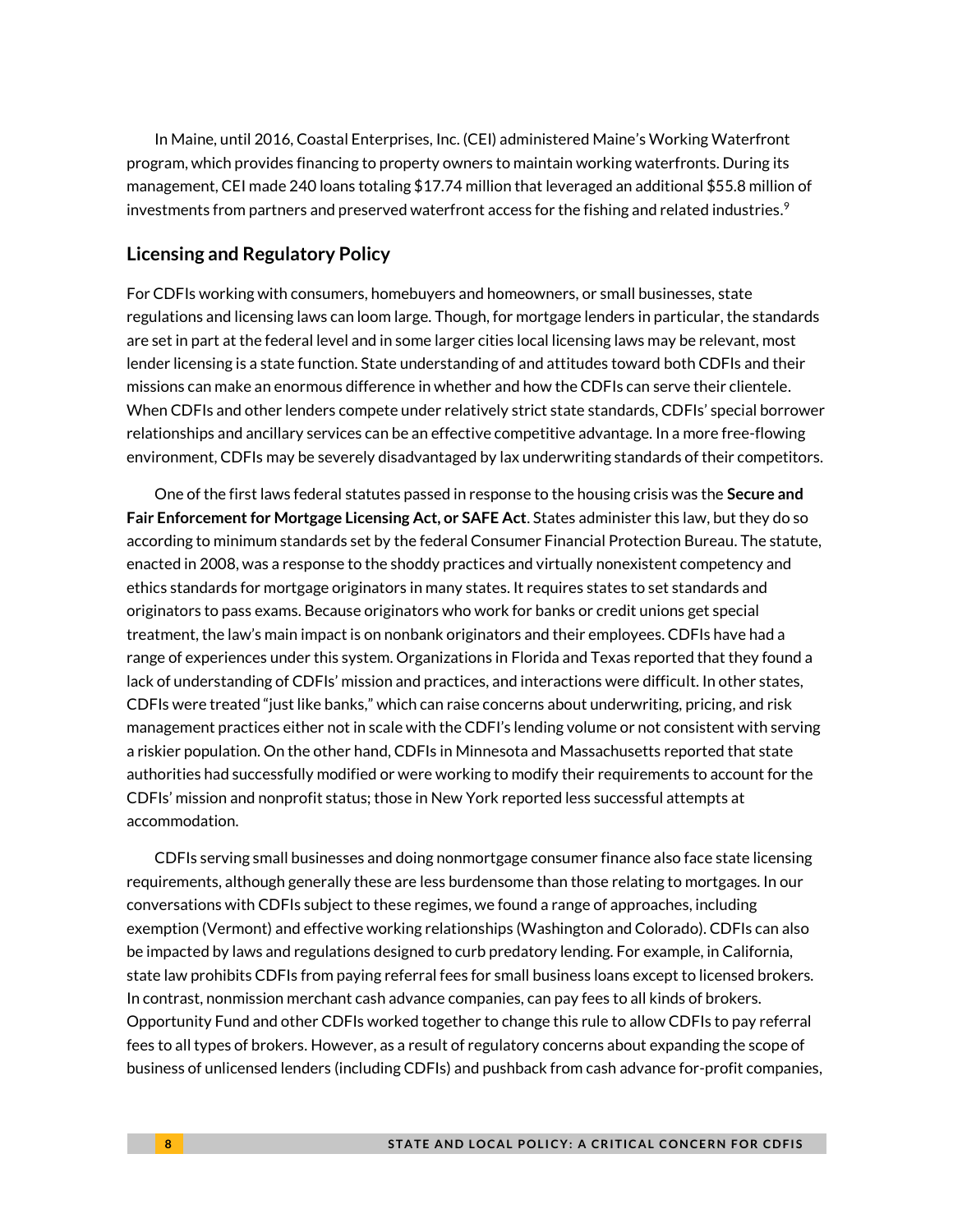In Maine, until 2016, Coastal Enterprises, Inc. (CEI) administered Maine's Working Waterfront program, which provides financing to property owners to maintain working waterfronts. During its management, CEI made 240 loans totaling $17.74 million that leveraged an additional $55.8 million of investments from partners and preserved waterfront access for the fishing and related industries.[9]

## Licensing and Regulatory Policy

For CDFIs working with consumers, homebuyers and homeowners, or small businesses, state regulations and licensing laws can loom large. Though, for mortgage lenders in particular, the standards are set in part at the federal level and in some larger cities local licensing laws may be relevant, most lender licensing is a state function. State understanding of and attitudes toward both CDFIs and their missions can make an enormous difference in whether and how the CDFIs can serve their clientele. When CDFIs and other lenders compete under relatively strict state standards, CDFIs' special borrower relationships and ancillary services can be an effective competitive advantage. In a more free-flowing environment, CDFIs may be severely disadvantaged by lax underwriting standards of their competitors.

One of the first laws federal statutes passed in response to the housing crisis was the **Secure and Fair Enforcement for Mortgage Licensing Act, or SAFE Act**. States administer this law, but they do so according to minimum standards set by the federal Consumer Financial Protection Bureau. The statute, enacted in 2008, was a response to the shoddy practices and virtually nonexistent competency and ethics standards for mortgage originators in many states. It requires states to set standards and originators to pass exams. Because originators who work for banks or credit unions get special treatment, the law's main impact is on nonbank originators and their employees. CDFIs have had a range of experiences under this system. Organizations in Florida and Texas reported that they found a lack of understanding of CDFIs' mission and practices, and interactions were difficult. In other states, CDFIs were treated "just like banks," which can raise concerns about underwriting, pricing, and risk management practices either not in scale with the CDFI's lending volume or not consistent with serving a riskier population. On the other hand, CDFIs in Minnesota and Massachusetts reported that state authorities had successfully modified or were working to modify their requirements to account for the CDFIs' mission and nonprofit status; those in New York reported less successful attempts at accommodation.

CDFIs serving small businesses and doing nonmortgage consumer finance also face state licensing requirements, although generally these are less burdensome than those relating to mortgages. In our conversations with CDFIs subject to these regimes, we found a range of approaches, including exemption (Vermont) and effective working relationships (Washington and Colorado). CDFIs can also be impacted by laws and regulations designed to curb predatory lending. For example, in California, state law prohibits CDFIs from paying referral fees for small business loans except to licensed brokers. In contrast, nonmission merchant cash advance companies, can pay fees to all kinds of brokers. Opportunity Fund and other CDFIs worked together to change this rule to allow CDFIs to pay referral fees to all types of brokers. However, as a result of regulatory concerns about expanding the scope of business of unlicensed lenders (including CDFIs) and pushback from cash advance for-profit companies,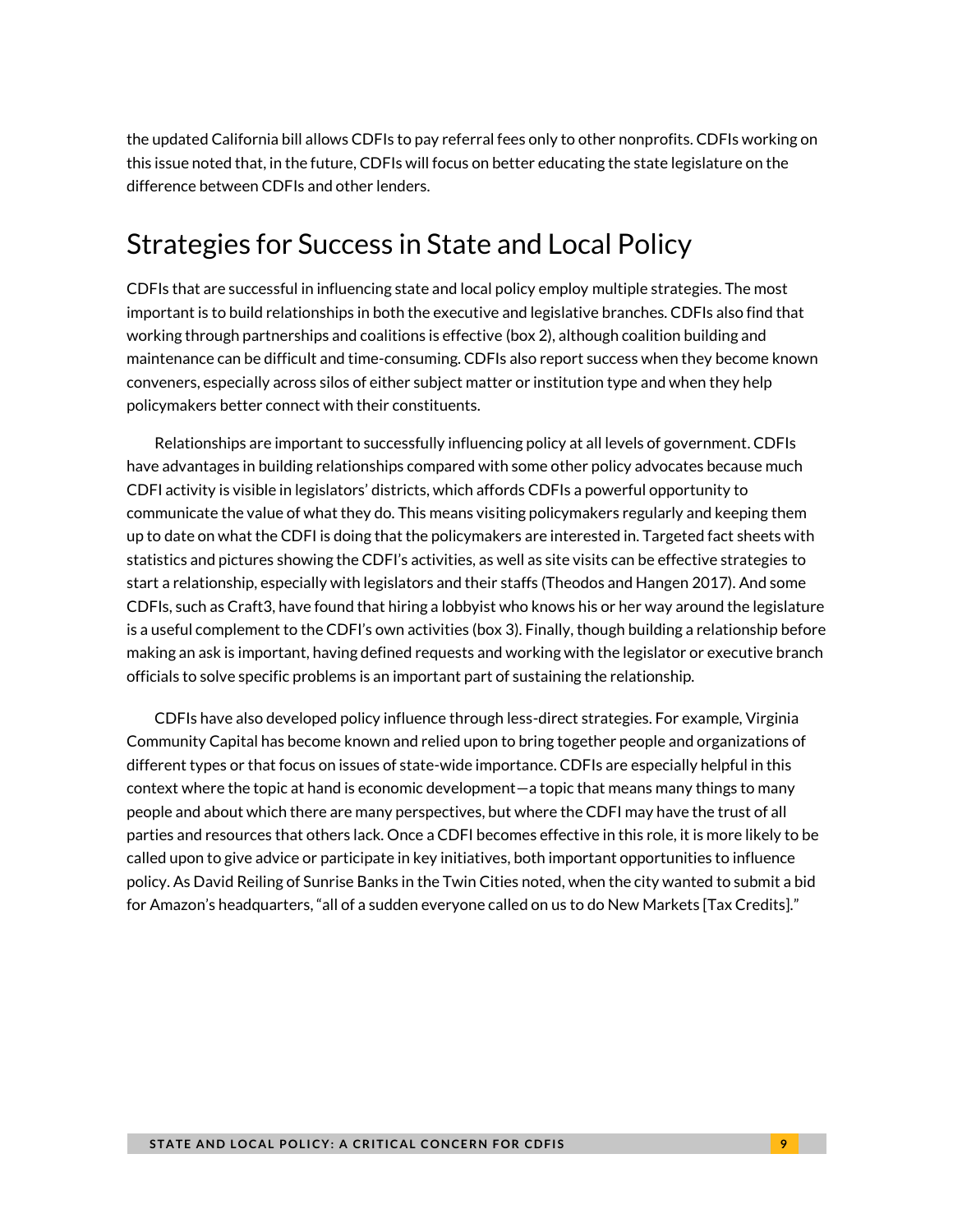the updated California bill allows CDFIs to pay referral fees only to other nonprofits. CDFIs working on this issue noted that, in the future, CDFIs will focus on better educating the state legislature on the difference between CDFIs and other lenders.

## Strategies for Success in State and Local Policy

CDFIs that are successful in influencing state and local policy employ multiple strategies. The most important is to build relationships in both the executive and legislative branches. CDFIs also find that working through partnerships and coalitions is effective (box 2), although coalition building and maintenance can be difficult and time-consuming. CDFIs also report success when they become known conveners, especially across silos of either subject matter or institution type and when they help policymakers better connect with their constituents.

Relationships are important to successfully influencing policy at all levels of government. CDFIs have advantages in building relationships compared with some other policy advocates because much CDFI activity is visible in legislators' districts, which affords CDFIs a powerful opportunity to communicate the value of what they do. This means visiting policymakers regularly and keeping them up to date on what the CDFI is doing that the policymakers are interested in. Targeted fact sheets with statistics and pictures showing the CDFI's activities, as well as site visits can be effective strategies to start a relationship, especially with legislators and their staffs (Theodos and Hangen 2017). And some CDFIs, such as Craft3, have found that hiring a lobbyist who knows his or her way around the legislature is a useful complement to the CDFI's own activities (box 3). Finally, though building a relationship before making an ask is important, having defined requests and working with the legislator or executive branch officials to solve specific problems is an important part of sustaining the relationship.

CDFIs have also developed policy influence through less-direct strategies. For example, Virginia Community Capital has become known and relied upon to bring together people and organizations of different types or that focus on issues of state-wide importance. CDFIs are especially helpful in this context where the topic at hand is economic development—a topic that means many things to many people and about which there are many perspectives, but where the CDFI may have the trust of all parties and resources that others lack. Once a CDFI becomes effective in this role, it is more likely to be called upon to give advice or participate in key initiatives, both important opportunities to influence policy. As David Reiling of Sunrise Banks in the Twin Cities noted, when the city wanted to submit a bid for Amazon's headquarters, "all of a sudden everyone called on us to do New Markets [Tax Credits]."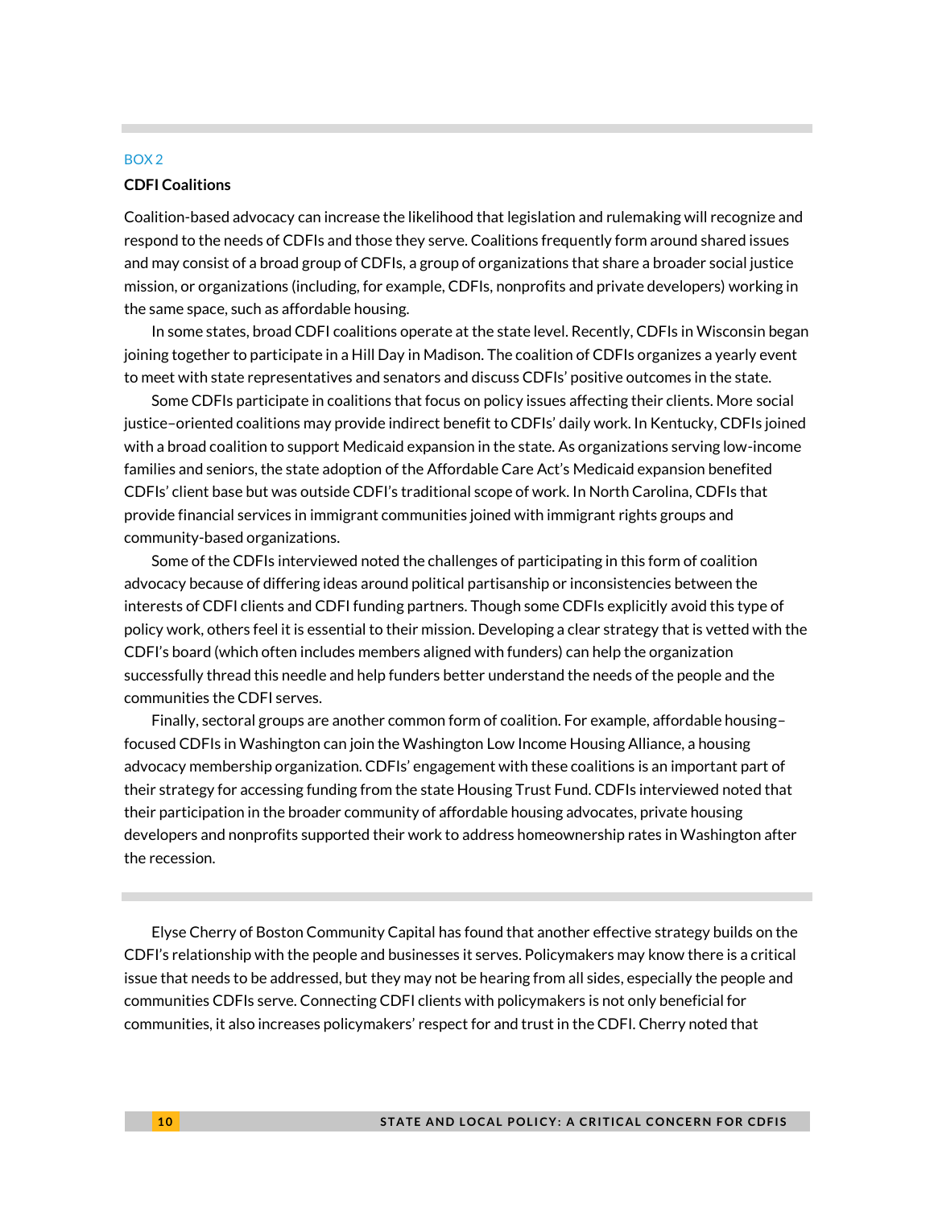BOX 2

**CDFI Coalitions**

Coalition-based advocacy can increase the likelihood that legislation and rulemaking will recognize and respond to the needs of CDFIs and those they serve. Coalitions frequently form around shared issues and may consist of a broad group of CDFIs, a group of organizations that share a broader social justice mission, or organizations (including, for example, CDFIs, nonprofits and private developers) working in the same space, such as affordable housing.

In some states, broad CDFI coalitions operate at the state level. Recently, CDFIs in Wisconsin began joining together to participate in a Hill Day in Madison. The coalition of CDFIs organizes a yearly event to meet with state representatives and senators and discuss CDFIs' positive outcomes in the state.

Some CDFIs participate in coalitions that focus on policy issues affecting their clients. More social justice–oriented coalitions may provide indirect benefit to CDFIs' daily work. In Kentucky, CDFIs joined with a broad coalition to support Medicaid expansion in the state. As organizations serving low-income families and seniors, the state adoption of the Affordable Care Act's Medicaid expansion benefited CDFIs' client base but was outside CDFI's traditional scope of work. In North Carolina, CDFIs that provide financial services in immigrant communities joined with immigrant rights groups and community-based organizations.

Some of the CDFIs interviewed noted the challenges of participating in this form of coalition advocacy because of differing ideas around political partisanship or inconsistencies between the interests of CDFI clients and CDFI funding partners. Though some CDFIs explicitly avoid this type of policy work, others feel it is essential to their mission. Developing a clear strategy that is vetted with the CDFI's board (which often includes members aligned with funders) can help the organization successfully thread this needle and help funders better understand the needs of the people and the communities the CDFI serves.

Finally, sectoral groups are another common form of coalition. For example, affordable housing–focused CDFIs in Washington can join the Washington Low Income Housing Alliance, a housing advocacy membership organization. CDFIs' engagement with these coalitions is an important part of their strategy for accessing funding from the state Housing Trust Fund. CDFIs interviewed noted that their participation in the broader community of affordable housing advocates, private housing developers and nonprofits supported their work to address homeownership rates in Washington after the recession.

---

Elyse Cherry of Boston Community Capital has found that another effective strategy builds on the CDFI's relationship with the people and businesses it serves. Policymakers may know there is a critical issue that needs to be addressed, but they may not be hearing from all sides, especially the people and communities CDFIs serve. Connecting CDFI clients with policymakers is not only beneficial for communities, it also increases policymakers' respect for and trust in the CDFI. Cherry noted that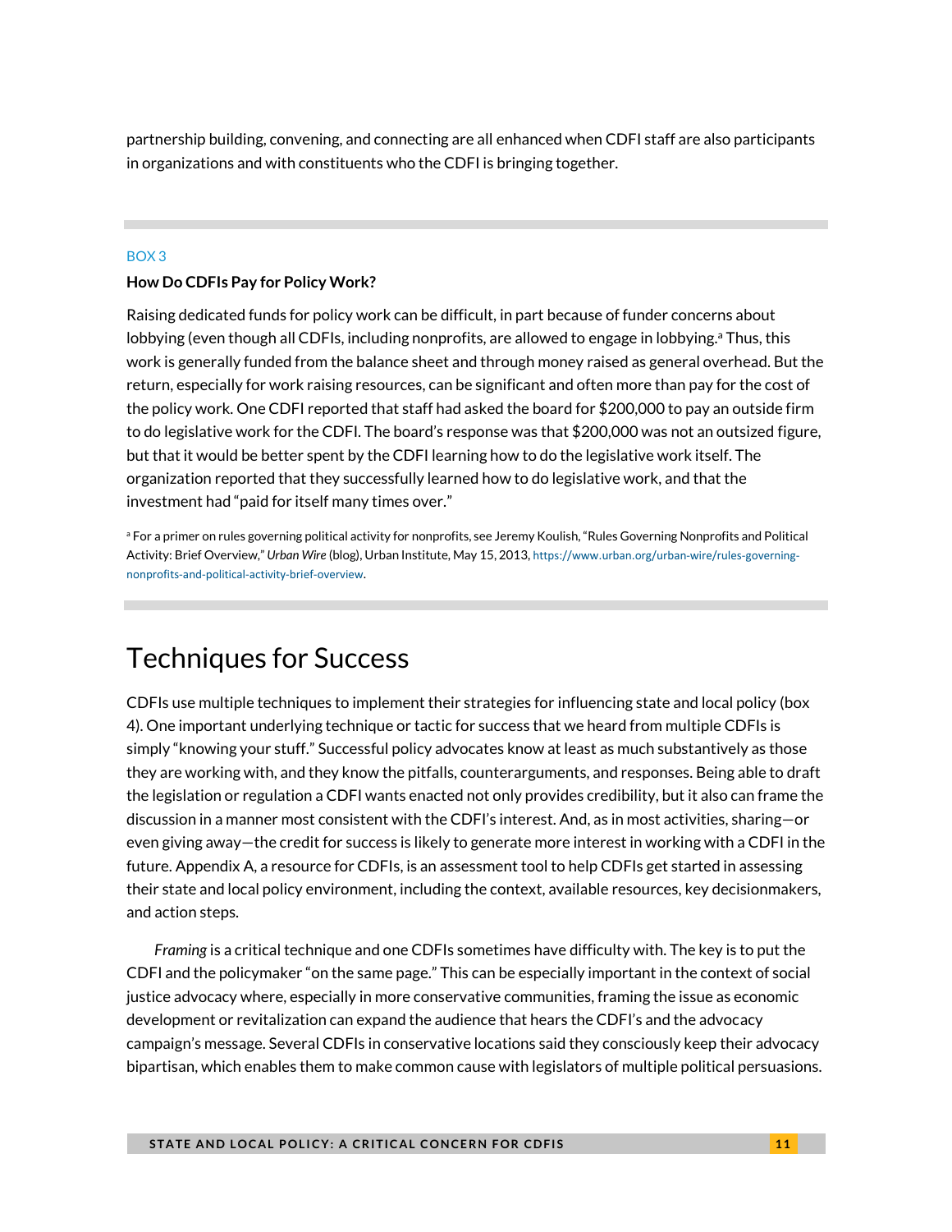partnership building, convening, and connecting are all enhanced when CDFI staff are also participants in organizations and with constituents who the CDFI is bringing together.

BOX 3

**How Do CDFIs Pay for Policy Work?**

Raising dedicated funds for policy work can be difficult, in part because of funder concerns about lobbying (even though all CDFIs, including nonprofits, are allowed to engage in lobbying.[a] Thus, this work is generally funded from the balance sheet and through money raised as general overhead. But the return, especially for work raising resources, can be significant and often more than pay for the cost of the policy work. One CDFI reported that staff had asked the board for $200,000 to pay an outside firm to do legislative work for the CDFI. The board's response was that $200,000 was not an outsized figure, but that it would be better spent by the CDFI learning how to do the legislative work itself. The organization reported that they successfully learned how to do legislative work, and that the investment had "paid for itself many times over."

[a] For a primer on rules governing political activity for nonprofits, see Jeremy Koulish, "Rules Governing Nonprofits and Political Activity: Brief Overview," *Urban Wire* (blog), Urban Institute, May 15, 2013, https://www.urban.org/urban-wire/rules-governing-nonprofits-and-political-activity-brief-overview.

# Techniques for Success

CDFIs use multiple techniques to implement their strategies for influencing state and local policy (box 4). One important underlying technique or tactic for success that we heard from multiple CDFIs is simply "knowing your stuff." Successful policy advocates know at least as much substantively as those they are working with, and they know the pitfalls, counterarguments, and responses. Being able to draft the legislation or regulation a CDFI wants enacted not only provides credibility, but it also can frame the discussion in a manner most consistent with the CDFI's interest. And, as in most activities, sharing—or even giving away—the credit for success is likely to generate more interest in working with a CDFI in the future. Appendix A, a resource for CDFIs, is an assessment tool to help CDFIs get started in assessing their state and local policy environment, including the context, available resources, key decisionmakers, and action steps.

*Framing* is a critical technique and one CDFIs sometimes have difficulty with. The key is to put the CDFI and the policymaker "on the same page." This can be especially important in the context of social justice advocacy where, especially in more conservative communities, framing the issue as economic development or revitalization can expand the audience that hears the CDFI's and the advocacy campaign's message. Several CDFIs in conservative locations said they consciously keep their advocacy bipartisan, which enables them to make common cause with legislators of multiple political persuasions.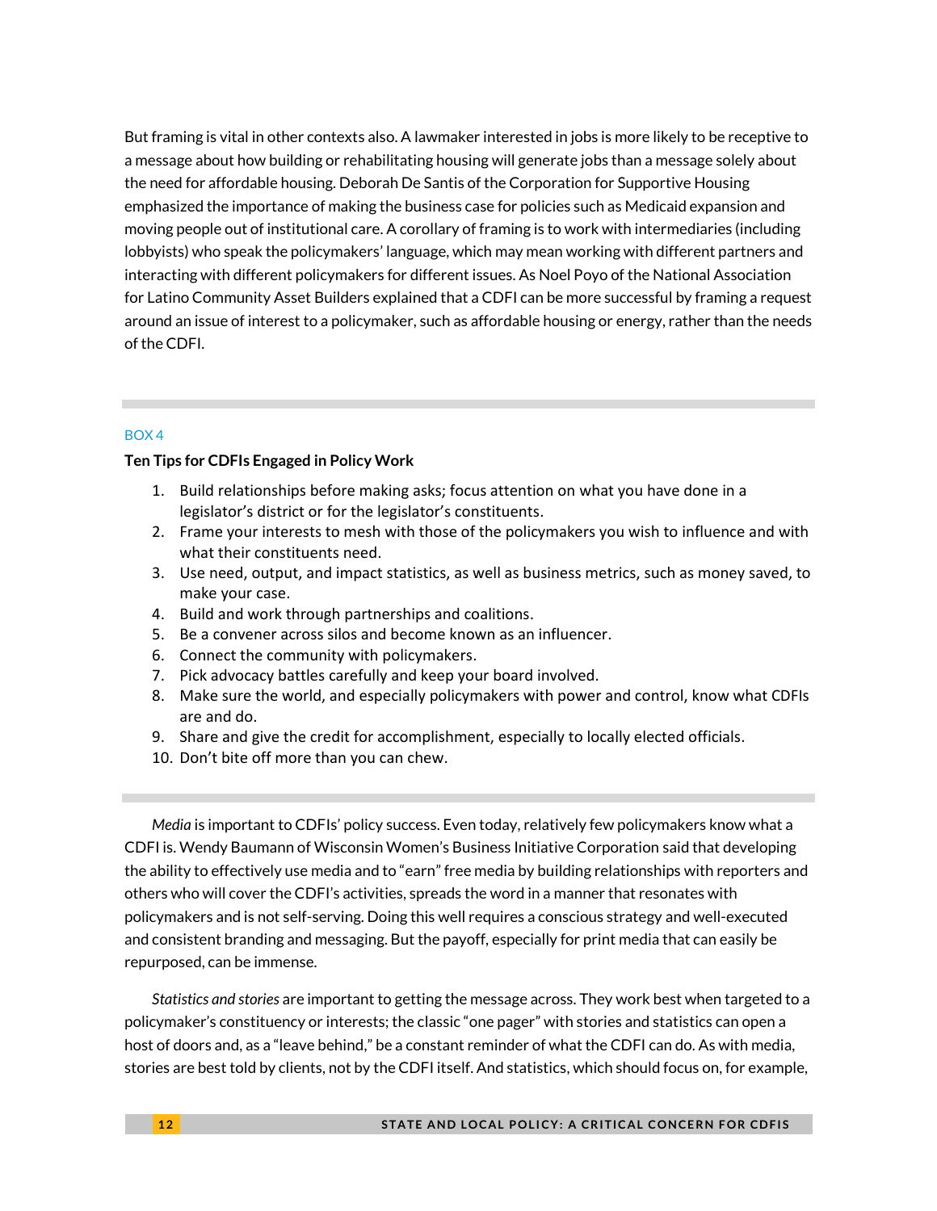But framing is vital in other contexts also. A lawmaker interested in jobs is more likely to be receptive to a message about how building or rehabilitating housing will generate jobs than a message solely about the need for affordable housing. Deborah De Santis of the Corporation for Supportive Housing emphasized the importance of making the business case for policies such as Medicaid expansion and moving people out of institutional care. A corollary of framing is to work with intermediaries (including lobbyists) who speak the policymakers' language, which may mean working with different partners and interacting with different policymakers for different issues. As Noel Poyo of the National Association for Latino Community Asset Builders explained that a CDFI can be more successful by framing a request around an issue of interest to a policymaker, such as affordable housing or energy, rather than the needs of the CDFI.

---

BOX 4

**Ten Tips for CDFIs Engaged in Policy Work**

1. Build relationships before making asks; focus attention on what you have done in a legislator's district or for the legislator's constituents.
2. Frame your interests to mesh with those of the policymakers you wish to influence and with what their constituents need.
3. Use need, output, and impact statistics, as well as business metrics, such as money saved, to make your case.
4. Build and work through partnerships and coalitions.
5. Be a convener across silos and become known as an influencer.
6. Connect the community with policymakers.
7. Pick advocacy battles carefully and keep your board involved.
8. Make sure the world, and especially policymakers with power and control, know what CDFIs are and do.
9. Share and give the credit for accomplishment, especially to locally elected officials.
10. Don't bite off more than you can chew.

---

*Media* is important to CDFIs' policy success. Even today, relatively few policymakers know what a CDFI is. Wendy Baumann of Wisconsin Women's Business Initiative Corporation said that developing the ability to effectively use media and to "earn" free media by building relationships with reporters and others who will cover the CDFI's activities, spreads the word in a manner that resonates with policymakers and is not self-serving. Doing this well requires a conscious strategy and well-executed and consistent branding and messaging. But the payoff, especially for print media that can easily be repurposed, can be immense.

*Statistics and stories* are important to getting the message across. They work best when targeted to a policymaker's constituency or interests; the classic "one pager" with stories and statistics can open a host of doors and, as a "leave behind," be a constant reminder of what the CDFI can do. As with media, stories are best told by clients, not by the CDFI itself. And statistics, which should focus on, for example,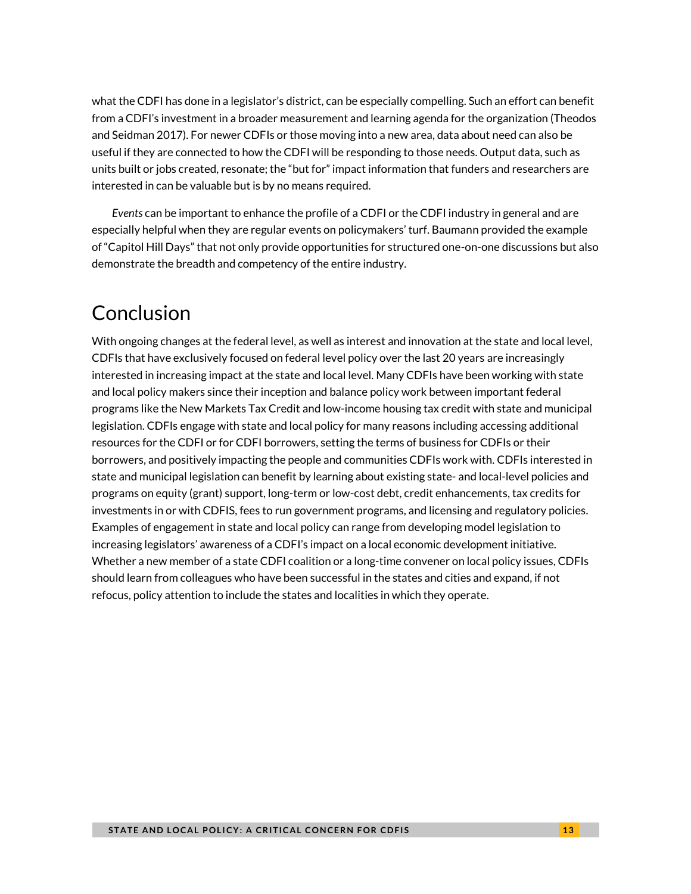what the CDFI has done in a legislator's district, can be especially compelling. Such an effort can benefit from a CDFI's investment in a broader measurement and learning agenda for the organization (Theodos and Seidman 2017). For newer CDFIs or those moving into a new area, data about need can also be useful if they are connected to how the CDFI will be responding to those needs. Output data, such as units built or jobs created, resonate; the "but for" impact information that funders and researchers are interested in can be valuable but is by no means required.

*Events* can be important to enhance the profile of a CDFI or the CDFI industry in general and are especially helpful when they are regular events on policymakers' turf. Baumann provided the example of "Capitol Hill Days" that not only provide opportunities for structured one-on-one discussions but also demonstrate the breadth and competency of the entire industry.

# Conclusion

With ongoing changes at the federal level, as well as interest and innovation at the state and local level, CDFIs that have exclusively focused on federal level policy over the last 20 years are increasingly interested in increasing impact at the state and local level. Many CDFIs have been working with state and local policy makers since their inception and balance policy work between important federal programs like the New Markets Tax Credit and low-income housing tax credit with state and municipal legislation. CDFIs engage with state and local policy for many reasons including accessing additional resources for the CDFI or for CDFI borrowers, setting the terms of business for CDFIs or their borrowers, and positively impacting the people and communities CDFIs work with. CDFIs interested in state and municipal legislation can benefit by learning about existing state- and local-level policies and programs on equity (grant) support, long-term or low-cost debt, credit enhancements, tax credits for investments in or with CDFIS, fees to run government programs, and licensing and regulatory policies. Examples of engagement in state and local policy can range from developing model legislation to increasing legislators' awareness of a CDFI's impact on a local economic development initiative. Whether a new member of a state CDFI coalition or a long-time convener on local policy issues, CDFIs should learn from colleagues who have been successful in the states and cities and expand, if not refocus, policy attention to include the states and localities in which they operate.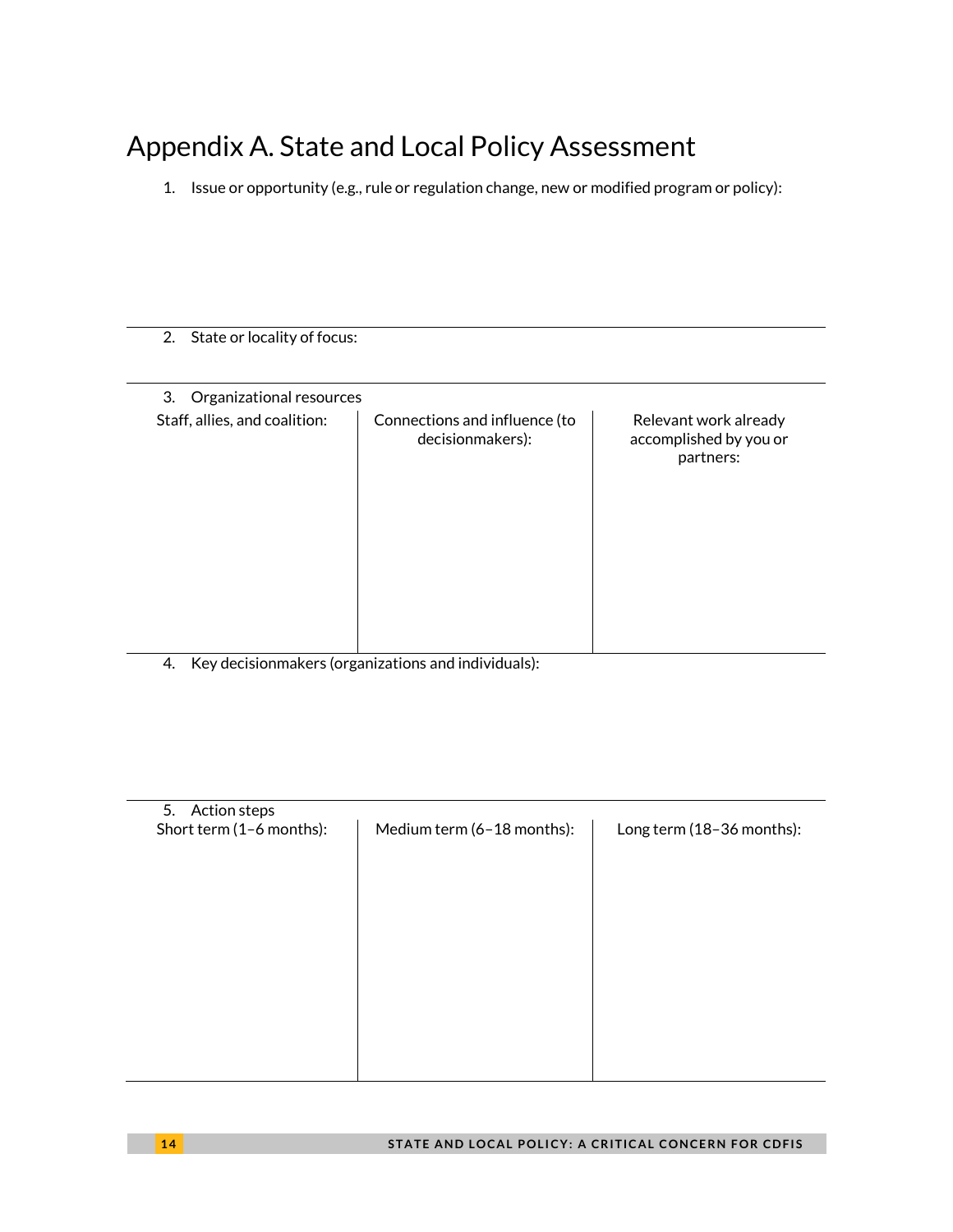# Appendix A. State and Local Policy Assessment

1. Issue or opportunity (e.g., rule or regulation change, new or modified program or policy):

---

2. State or locality of focus:

---

3. Organizational resources

| Staff, allies, and coalition: | Connections and influence (to decisionmakers): | Relevant work already accomplished by you or partners: |
|---|---|---|
| | | |

4. Key decisionmakers (organizations and individuals):

---

5. Action steps

| Short term (1–6 months): | Medium term (6–18 months): | Long term (18–36 months): |
|---|---|---|
| | | |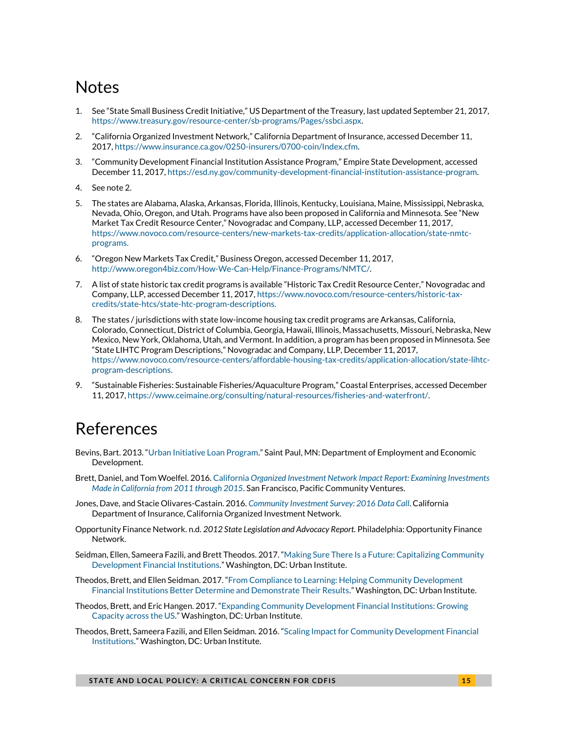# Notes

1. See "State Small Business Credit Initiative," US Department of the Treasury, last updated September 21, 2017, https://www.treasury.gov/resource-center/sb-programs/Pages/ssbci.aspx.
2. "California Organized Investment Network," California Department of Insurance, accessed December 11, 2017, https://www.insurance.ca.gov/0250-insurers/0700-coin/Index.cfm.
3. "Community Development Financial Institution Assistance Program," Empire State Development, accessed December 11, 2017, https://esd.ny.gov/community-development-financial-institution-assistance-program.
4. See note 2.
5. The states are Alabama, Alaska, Arkansas, Florida, Illinois, Kentucky, Louisiana, Maine, Mississippi, Nebraska, Nevada, Ohio, Oregon, and Utah. Programs have also been proposed in California and Minnesota. See "New Market Tax Credit Resource Center," Novogradac and Company, LLP, accessed December 11, 2017, https://www.novoco.com/resource-centers/new-markets-tax-credits/application-allocation/state-nmtc-programs.
6. "Oregon New Markets Tax Credit," Business Oregon, accessed December 11, 2017, http://www.oregon4biz.com/How-We-Can-Help/Finance-Programs/NMTC/.
7. A list of state historic tax credit programs is available "Historic Tax Credit Resource Center," Novogradac and Company, LLP, accessed December 11, 2017, https://www.novoco.com/resource-centers/historic-tax-credits/state-htcs/state-htc-program-descriptions.
8. The states / jurisdictions with state low-income housing tax credit programs are Arkansas, California, Colorado, Connecticut, District of Columbia, Georgia, Hawaii, Illinois, Massachusetts, Missouri, Nebraska, New Mexico, New York, Oklahoma, Utah, and Vermont. In addition, a program has been proposed in Minnesota. See "State LIHTC Program Descriptions," Novogradac and Company, LLP, December 11, 2017, https://www.novoco.com/resource-centers/affordable-housing-tax-credits/application-allocation/state-lihtc-program-descriptions.
9. "Sustainable Fisheries: Sustainable Fisheries/Aquaculture Program," Coastal Enterprises, accessed December 11, 2017, https://www.ceimaine.org/consulting/natural-resources/fisheries-and-waterfront/.

# References

Bevins, Bart. 2013. "Urban Initiative Loan Program." Saint Paul, MN: Department of Employment and Economic Development.

Brett, Daniel, and Tom Woelfel. 2016. *California Organized Investment Network Impact Report: Examining Investments Made in California from 2011 through 2015*. San Francisco, Pacific Community Ventures.

Jones, Dave, and Stacie Olivares-Castain. 2016. *Community Investment Survey: 2016 Data Call*. California Department of Insurance, California Organized Investment Network.

Opportunity Finance Network. n.d. *2012 State Legislation and Advocacy Report.* Philadelphia: Opportunity Finance Network.

Seidman, Ellen, Sameera Fazili, and Brett Theodos. 2017. "Making Sure There Is a Future: Capitalizing Community Development Financial Institutions." Washington, DC: Urban Institute.

Theodos, Brett, and Ellen Seidman. 2017. "From Compliance to Learning: Helping Community Development Financial Institutions Better Determine and Demonstrate Their Results." Washington, DC: Urban Institute.

Theodos, Brett, and Eric Hangen. 2017. "Expanding Community Development Financial Institutions: Growing Capacity across the US." Washington, DC: Urban Institute.

Theodos, Brett, Sameera Fazili, and Ellen Seidman. 2016. "Scaling Impact for Community Development Financial Institutions." Washington, DC: Urban Institute.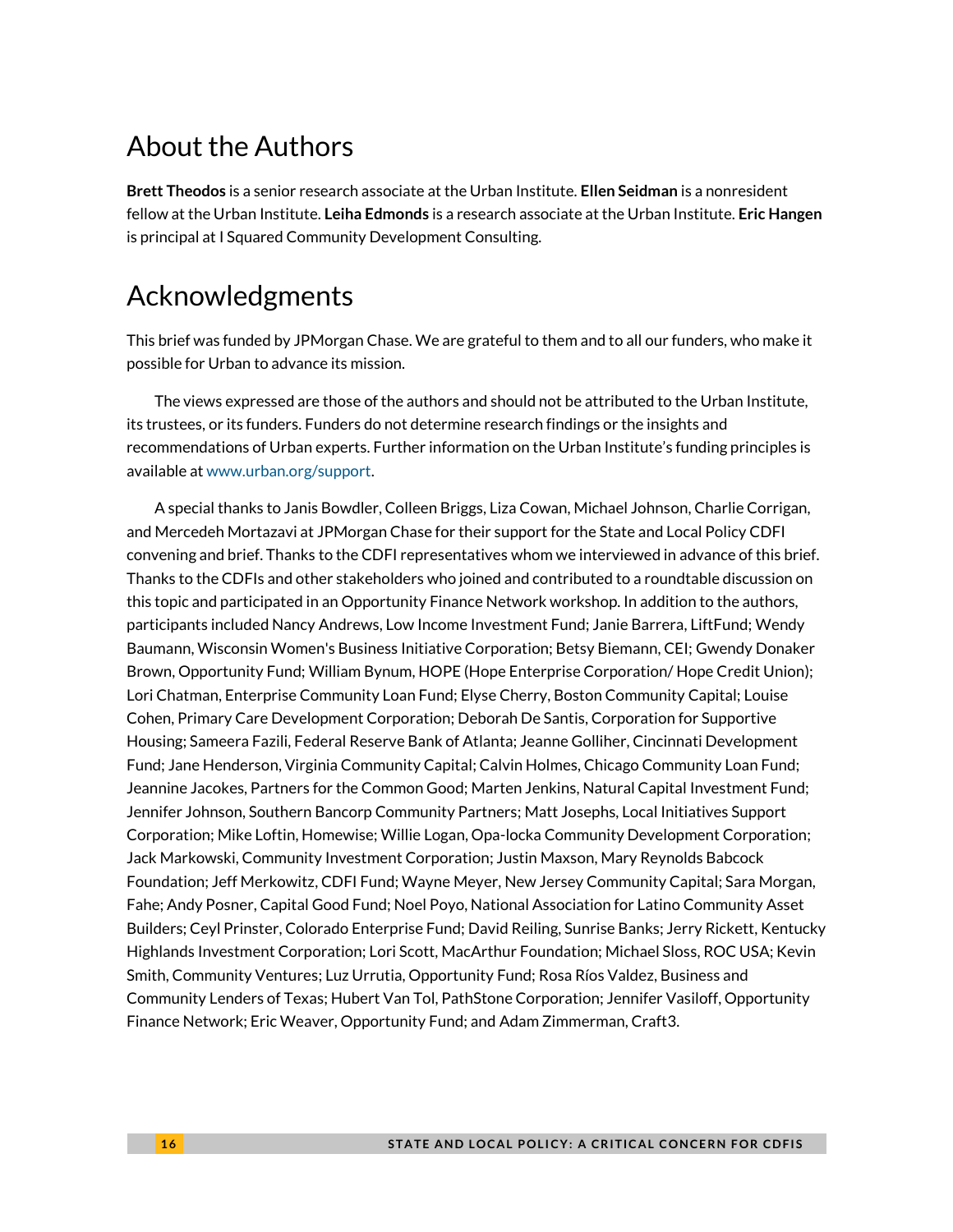## About the Authors

**Brett Theodos** is a senior research associate at the Urban Institute. **Ellen Seidman** is a nonresident fellow at the Urban Institute. **Leiha Edmonds** is a research associate at the Urban Institute. **Eric Hangen** is principal at I Squared Community Development Consulting.

## Acknowledgments

This brief was funded by JPMorgan Chase. We are grateful to them and to all our funders, who make it possible for Urban to advance its mission.

The views expressed are those of the authors and should not be attributed to the Urban Institute, its trustees, or its funders. Funders do not determine research findings or the insights and recommendations of Urban experts. Further information on the Urban Institute's funding principles is available at www.urban.org/support.

A special thanks to Janis Bowdler, Colleen Briggs, Liza Cowan, Michael Johnson, Charlie Corrigan, and Mercedeh Mortazavi at JPMorgan Chase for their support for the State and Local Policy CDFI convening and brief. Thanks to the CDFI representatives whom we interviewed in advance of this brief. Thanks to the CDFIs and other stakeholders who joined and contributed to a roundtable discussion on this topic and participated in an Opportunity Finance Network workshop. In addition to the authors, participants included Nancy Andrews, Low Income Investment Fund; Janie Barrera, LiftFund; Wendy Baumann, Wisconsin Women's Business Initiative Corporation; Betsy Biemann, CEI; Gwendy Donaker Brown, Opportunity Fund; William Bynum, HOPE (Hope Enterprise Corporation/ Hope Credit Union); Lori Chatman, Enterprise Community Loan Fund; Elyse Cherry, Boston Community Capital; Louise Cohen, Primary Care Development Corporation; Deborah De Santis, Corporation for Supportive Housing; Sameera Fazili, Federal Reserve Bank of Atlanta; Jeanne Golliher, Cincinnati Development Fund; Jane Henderson, Virginia Community Capital; Calvin Holmes, Chicago Community Loan Fund; Jeannine Jacokes, Partners for the Common Good; Marten Jenkins, Natural Capital Investment Fund; Jennifer Johnson, Southern Bancorp Community Partners; Matt Josephs, Local Initiatives Support Corporation; Mike Loftin, Homewise; Willie Logan, Opa-locka Community Development Corporation; Jack Markowski, Community Investment Corporation; Justin Maxson, Mary Reynolds Babcock Foundation; Jeff Merkowitz, CDFI Fund; Wayne Meyer, New Jersey Community Capital; Sara Morgan, Fahe; Andy Posner, Capital Good Fund; Noel Poyo, National Association for Latino Community Asset Builders; Ceyl Prinster, Colorado Enterprise Fund; David Reiling, Sunrise Banks; Jerry Rickett, Kentucky Highlands Investment Corporation; Lori Scott, MacArthur Foundation; Michael Sloss, ROC USA; Kevin Smith, Community Ventures; Luz Urrutia, Opportunity Fund; Rosa Ríos Valdez, Business and Community Lenders of Texas; Hubert Van Tol, PathStone Corporation; Jennifer Vasiloff, Opportunity Finance Network; Eric Weaver, Opportunity Fund; and Adam Zimmerman, Craft3.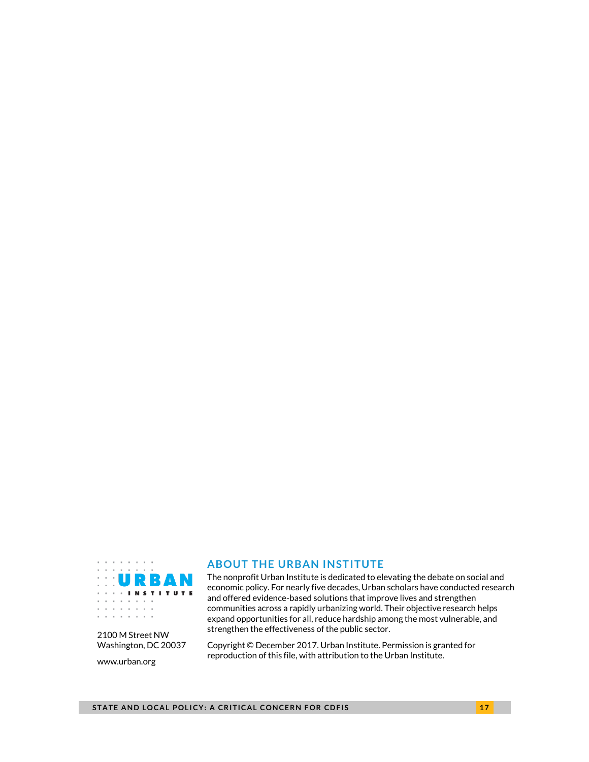URBAN INSTITUTE

2100 M Street NW
Washington, DC 20037

www.urban.org

## ABOUT THE URBAN INSTITUTE

The nonprofit Urban Institute is dedicated to elevating the debate on social and economic policy. For nearly five decades, Urban scholars have conducted research and offered evidence-based solutions that improve lives and strengthen communities across a rapidly urbanizing world. Their objective research helps expand opportunities for all, reduce hardship among the most vulnerable, and strengthen the effectiveness of the public sector.

Copyright © December 2017. Urban Institute. Permission is granted for reproduction of this file, with attribution to the Urban Institute.